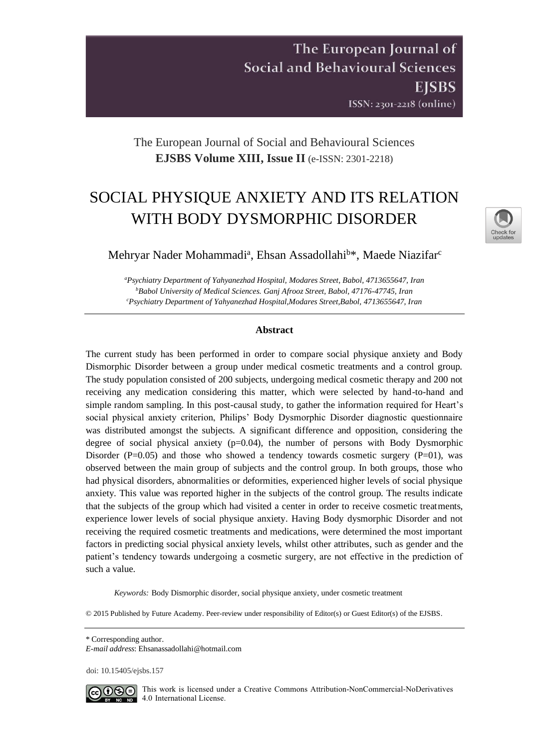The European Journal of Social and Behavioural Sciences
**EJSBS Volume XIII, Issue II** (e-ISSN: 2301-2218)

# SOCIAL PHYSIQUE ANXIETY AND ITS RELATION WITH BODY DYSMORPHIC DISORDER

Mehryar Nader Mohammadi[a], Ehsan Assadollahi[b]*, Maede Niazifar[c]

[a]*Psychiatry Department of Yahyanezhad Hospital, Modares Street, Babol, 4713655647, Iran*
[b]*Babol University of Medical Sciences. Ganj Afrooz Street, Babol, 47176-47745, Iran*
[c]*Psychiatry Department of Yahyanezhad Hospital,Modares Street,Babol, 4713655647, Iran*

## Abstract

The current study has been performed in order to compare social physique anxiety and Body Dismorphic Disorder between a group under medical cosmetic treatments and a control group. The study population consisted of 200 subjects, undergoing medical cosmetic therapy and 200 not receiving any medication considering this matter, which were selected by hand-to-hand and simple random sampling. In this post-causal study, to gather the information required for Heart's social physical anxiety criterion, Philips' Body Dysmorphic Disorder diagnostic questionnaire was distributed amongst the subjects. A significant difference and opposition, considering the degree of social physical anxiety (p=0.04), the number of persons with Body Dysmorphic Disorder (P=0.05) and those who showed a tendency towards cosmetic surgery (P=01), was observed between the main group of subjects and the control group. In both groups, those who had physical disorders, abnormalities or deformities, experienced higher levels of social physique anxiety. This value was reported higher in the subjects of the control group. The results indicate that the subjects of the group which had visited a center in order to receive cosmetic treatments, experience lower levels of social physique anxiety. Having Body dysmorphic Disorder and not receiving the required cosmetic treatments and medications, were determined the most important factors in predicting social physical anxiety levels, whilst other attributes, such as gender and the patient's tendency towards undergoing a cosmetic surgery, are not effective in the prediction of such a value.

*Keywords:* Body Dismorphic disorder, social physique anxiety, under cosmetic treatment

© 2015 Published by Future Academy. Peer-review under responsibility of Editor(s) or Guest Editor(s) of the EJSBS.

\* Corresponding author.
*E-mail address*: Ehsanassadollahi@hotmail.com

doi: 10.15405/ejsbs.157

This work is licensed under a Creative Commons Attribution-NonCommercial-NoDerivatives 4.0 International License.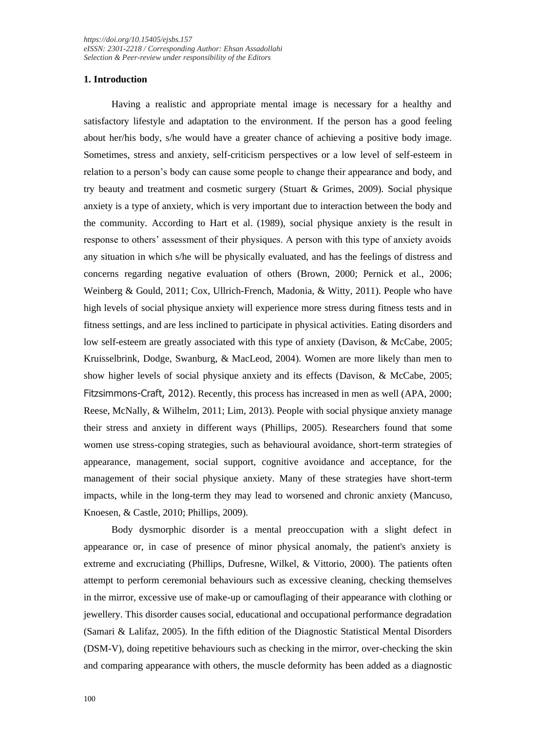*https://doi.org/10.15405/ejsbs.157*
*eISSN: 2301-2218 / Corresponding Author: Ehsan Assadollahi*
*Selection & Peer-review under responsibility of the Editors*

## 1. Introduction

Having a realistic and appropriate mental image is necessary for a healthy and satisfactory lifestyle and adaptation to the environment. If the person has a good feeling about her/his body, s/he would have a greater chance of achieving a positive body image. Sometimes, stress and anxiety, self-criticism perspectives or a low level of self-esteem in relation to a person's body can cause some people to change their appearance and body, and try beauty and treatment and cosmetic surgery (Stuart & Grimes, 2009). Social physique anxiety is a type of anxiety, which is very important due to interaction between the body and the community. According to Hart et al. (1989), social physique anxiety is the result in response to others' assessment of their physiques. A person with this type of anxiety avoids any situation in which s/he will be physically evaluated, and has the feelings of distress and concerns regarding negative evaluation of others (Brown, 2000; Pernick et al., 2006; Weinberg & Gould, 2011; Cox, Ullrich-French, Madonia, & Witty, 2011). People who have high levels of social physique anxiety will experience more stress during fitness tests and in fitness settings, and are less inclined to participate in physical activities. Eating disorders and low self-esteem are greatly associated with this type of anxiety (Davison, & McCabe, 2005; Kruisselbrink, Dodge, Swanburg, & MacLeod, 2004). Women are more likely than men to show higher levels of social physique anxiety and its effects (Davison, & McCabe, 2005; Fitzsimmons-Craft, 2012). Recently, this process has increased in men as well (APA, 2000; Reese, McNally, & Wilhelm, 2011; Lim, 2013). People with social physique anxiety manage their stress and anxiety in different ways (Phillips, 2005). Researchers found that some women use stress-coping strategies, such as behavioural avoidance, short-term strategies of appearance, management, social support, cognitive avoidance and acceptance, for the management of their social physique anxiety. Many of these strategies have short-term impacts, while in the long-term they may lead to worsened and chronic anxiety (Mancuso, Knoesen, & Castle, 2010; Phillips, 2009).

Body dysmorphic disorder is a mental preoccupation with a slight defect in appearance or, in case of presence of minor physical anomaly, the patient's anxiety is extreme and excruciating (Phillips, Dufresne, Wilkel, & Vittorio, 2000). The patients often attempt to perform ceremonial behaviours such as excessive cleaning, checking themselves in the mirror, excessive use of make-up or camouflaging of their appearance with clothing or jewellery. This disorder causes social, educational and occupational performance degradation (Samari & Lalifaz, 2005). In the fifth edition of the Diagnostic Statistical Mental Disorders (DSM-V), doing repetitive behaviours such as checking in the mirror, over-checking the skin and comparing appearance with others, the muscle deformity has been added as a diagnostic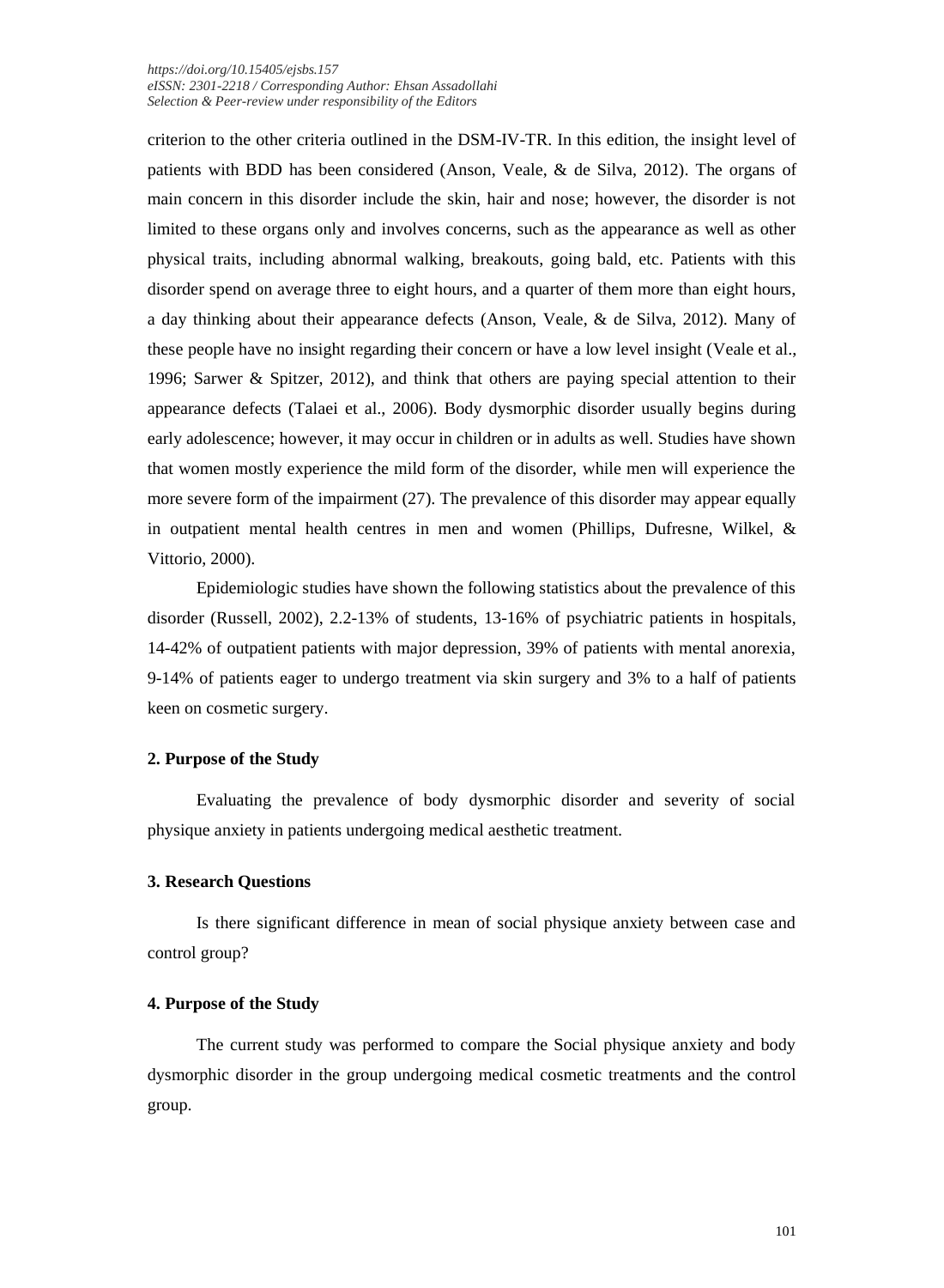criterion to the other criteria outlined in the DSM-IV-TR. In this edition, the insight level of patients with BDD has been considered (Anson, Veale, & de Silva, 2012). The organs of main concern in this disorder include the skin, hair and nose; however, the disorder is not limited to these organs only and involves concerns, such as the appearance as well as other physical traits, including abnormal walking, breakouts, going bald, etc. Patients with this disorder spend on average three to eight hours, and a quarter of them more than eight hours, a day thinking about their appearance defects (Anson, Veale, & de Silva, 2012). Many of these people have no insight regarding their concern or have a low level insight (Veale et al., 1996; Sarwer & Spitzer, 2012), and think that others are paying special attention to their appearance defects (Talaei et al., 2006). Body dysmorphic disorder usually begins during early adolescence; however, it may occur in children or in adults as well. Studies have shown that women mostly experience the mild form of the disorder, while men will experience the more severe form of the impairment (27). The prevalence of this disorder may appear equally in outpatient mental health centres in men and women (Phillips, Dufresne, Wilkel, & Vittorio, 2000).

Epidemiologic studies have shown the following statistics about the prevalence of this disorder (Russell, 2002), 2.2-13% of students, 13-16% of psychiatric patients in hospitals, 14-42% of outpatient patients with major depression, 39% of patients with mental anorexia, 9-14% of patients eager to undergo treatment via skin surgery and 3% to a half of patients keen on cosmetic surgery.

## 2. Purpose of the Study

Evaluating the prevalence of body dysmorphic disorder and severity of social physique anxiety in patients undergoing medical aesthetic treatment.

## 3. Research Questions

Is there significant difference in mean of social physique anxiety between case and control group?

## 4. Purpose of the Study

The current study was performed to compare the Social physique anxiety and body dysmorphic disorder in the group undergoing medical cosmetic treatments and the control group.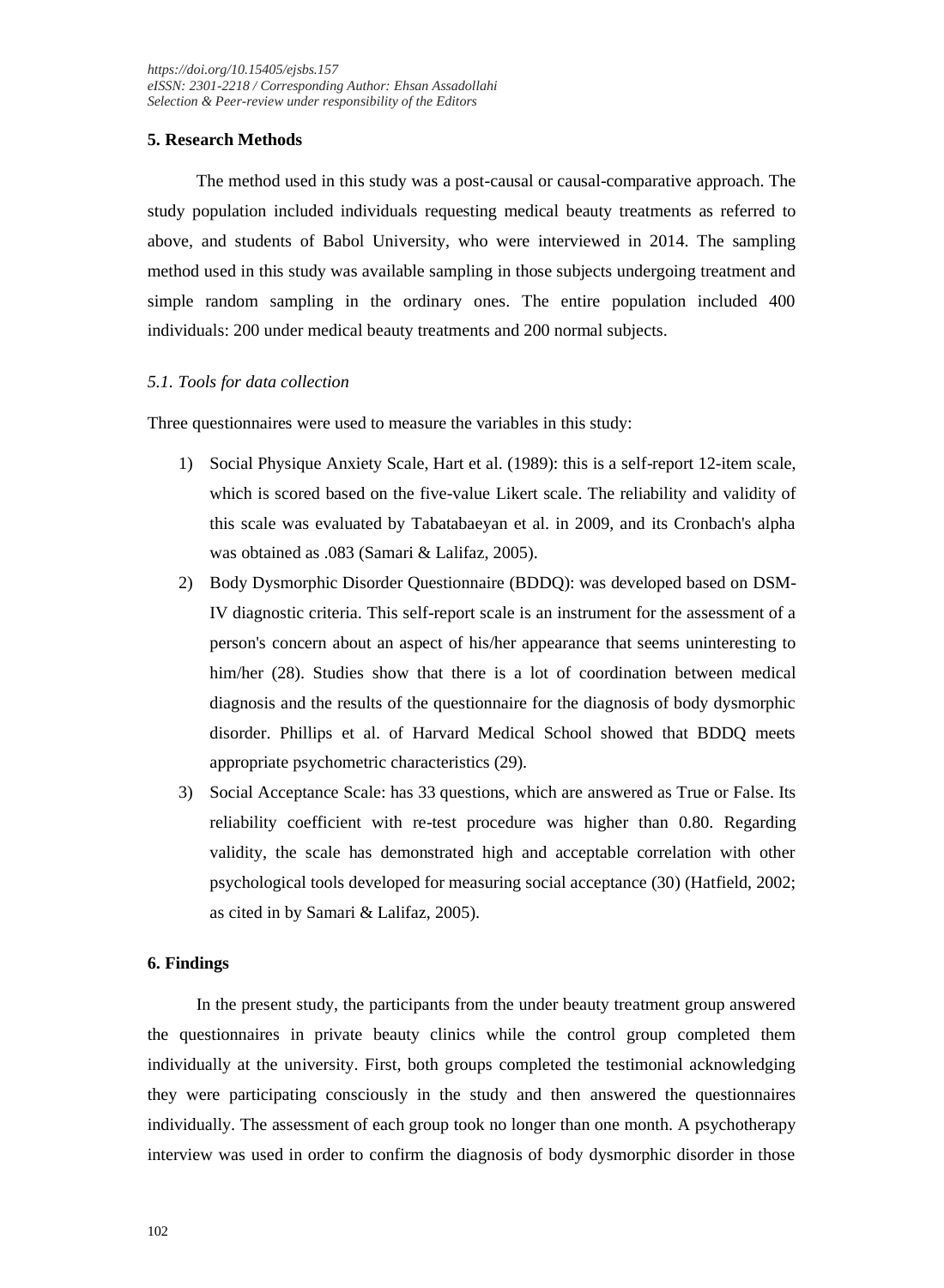## 5. Research Methods

The method used in this study was a post-causal or causal-comparative approach. The study population included individuals requesting medical beauty treatments as referred to above, and students of Babol University, who were interviewed in 2014. The sampling method used in this study was available sampling in those subjects undergoing treatment and simple random sampling in the ordinary ones. The entire population included 400 individuals: 200 under medical beauty treatments and 200 normal subjects.

### *5.1. Tools for data collection*

Three questionnaires were used to measure the variables in this study:

1) Social Physique Anxiety Scale, Hart et al. (1989): this is a self-report 12-item scale, which is scored based on the five-value Likert scale. The reliability and validity of this scale was evaluated by Tabatabaeyan et al. in 2009, and its Cronbach's alpha was obtained as .083 (Samari & Lalifaz, 2005).
2) Body Dysmorphic Disorder Questionnaire (BDDQ): was developed based on DSM-IV diagnostic criteria. This self-report scale is an instrument for the assessment of a person's concern about an aspect of his/her appearance that seems uninteresting to him/her (28). Studies show that there is a lot of coordination between medical diagnosis and the results of the questionnaire for the diagnosis of body dysmorphic disorder. Phillips et al. of Harvard Medical School showed that BDDQ meets appropriate psychometric characteristics (29).
3) Social Acceptance Scale: has 33 questions, which are answered as True or False. Its reliability coefficient with re-test procedure was higher than 0.80. Regarding validity, the scale has demonstrated high and acceptable correlation with other psychological tools developed for measuring social acceptance (30) (Hatfield, 2002; as cited in by Samari & Lalifaz, 2005).

## 6. Findings

In the present study, the participants from the under beauty treatment group answered the questionnaires in private beauty clinics while the control group completed them individually at the university. First, both groups completed the testimonial acknowledging they were participating consciously in the study and then answered the questionnaires individually. The assessment of each group took no longer than one month. A psychotherapy interview was used in order to confirm the diagnosis of body dysmorphic disorder in those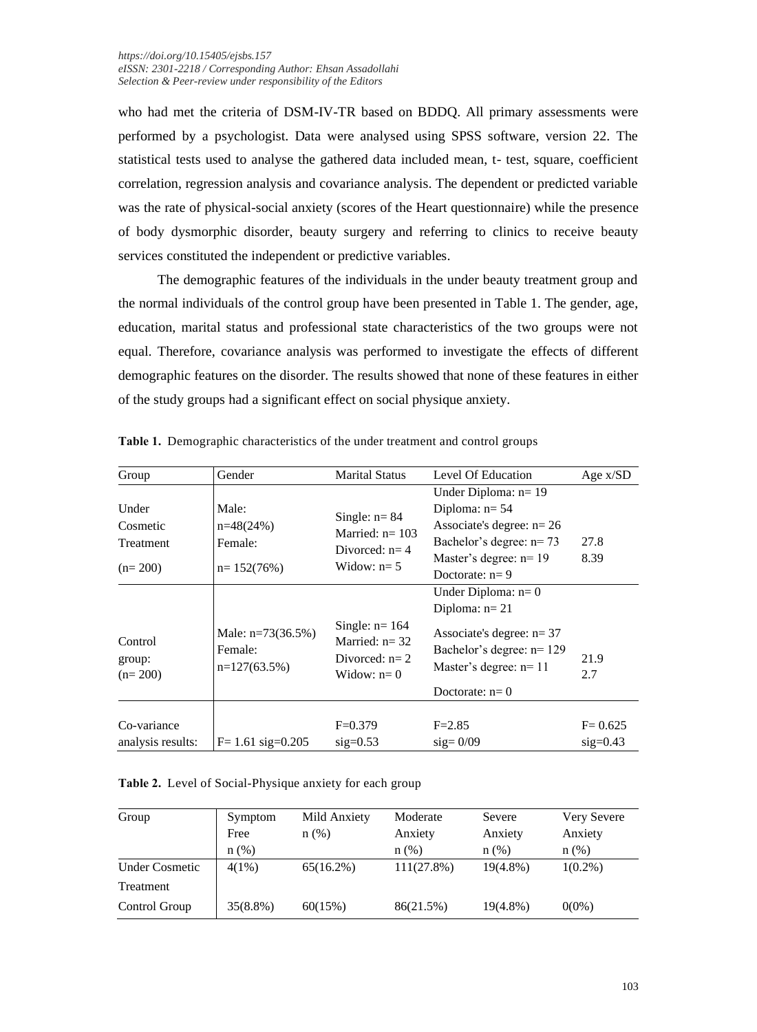who had met the criteria of DSM-IV-TR based on BDDQ. All primary assessments were performed by a psychologist. Data were analysed using SPSS software, version 22. The statistical tests used to analyse the gathered data included mean, t- test, square, coefficient correlation, regression analysis and covariance analysis. The dependent or predicted variable was the rate of physical-social anxiety (scores of the Heart questionnaire) while the presence of body dysmorphic disorder, beauty surgery and referring to clinics to receive beauty services constituted the independent or predictive variables.

The demographic features of the individuals in the under beauty treatment group and the normal individuals of the control group have been presented in Table 1. The gender, age, education, marital status and professional state characteristics of the two groups were not equal. Therefore, covariance analysis was performed to investigate the effects of different demographic features on the disorder. The results showed that none of these features in either of the study groups had a significant effect on social physique anxiety.

**Table 1.** Demographic characteristics of the under treatment and control groups

| Group | Gender | Marital Status | Level Of Education | Age x/SD |
|---|---|---|---|---|
| Under Cosmetic Treatment (n= 200) | Male: n=48(24%) Female: n= 152(76%) | Single: n= 84 Married: n= 103 Divorced: n= 4 Widow: n= 5 | Under Diploma: n= 19 Diploma: n= 54 Associate's degree: n= 26 Bachelor's degree: n= 73 Master's degree: n= 19 Doctorate: n= 9 | 27.8 8.39 |
| Control group: (n= 200) | Male: n=73(36.5%) Female: n=127(63.5%) | Single: n= 164 Married: n= 32 Divorced: n= 2 Widow: n= 0 | Under Diploma: n= 0 Diploma: n= 21 Associate's degree: n= 37 Bachelor's degree: n= 129 Master's degree: n= 11 Doctorate: n= 0 | 21.9 2.7 |
| Co-variance analysis results: | F= 1.61 sig=0.205 | F=0.379 sig=0.53 | F=2.85 sig= 0/09 | F= 0.625 sig=0.43 |

**Table 2.** Level of Social-Physique anxiety for each group

| Group | Symptom Free n (%) | Mild Anxiety n (%) | Moderate Anxiety n (%) | Severe Anxiety n (%) | Very Severe Anxiety n (%) |
|---|---|---|---|---|---|
| Under Cosmetic Treatment | 4(1%) | 65(16.2%) | 111(27.8%) | 19(4.8%) | 1(0.2%) |
| Control Group | 35(8.8%) | 60(15%) | 86(21.5%) | 19(4.8%) | 0(0%) |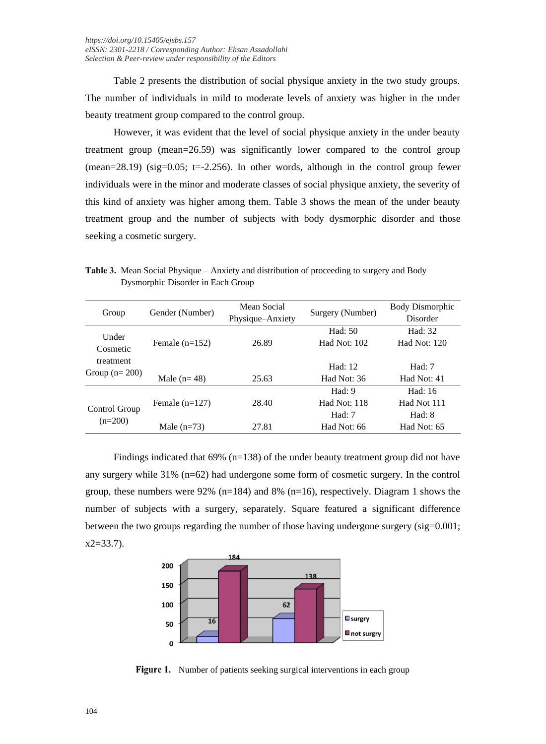Table 2 presents the distribution of social physique anxiety in the two study groups. The number of individuals in mild to moderate levels of anxiety was higher in the under beauty treatment group compared to the control group.

However, it was evident that the level of social physique anxiety in the under beauty treatment group (mean=26.59) was significantly lower compared to the control group (mean=28.19) (sig=0.05; t=-2.256). In other words, although in the control group fewer individuals were in the minor and moderate classes of social physique anxiety, the severity of this kind of anxiety was higher among them. Table 3 shows the mean of the under beauty treatment group and the number of subjects with body dysmorphic disorder and those seeking a cosmetic surgery.

**Table 3.** Mean Social Physique – Anxiety and distribution of proceeding to surgery and Body Dysmorphic Disorder in Each Group

| Group | Gender (Number) | Mean Social Physique–Anxiety | Surgery (Number) | Body Dysmorphic Disorder |
|---|---|---|---|---|
| Under Cosmetic treatment Group (n= 200) | Female (n=152) | 26.89 | Had: 50<br>Had Not: 102 | Had: 32<br>Had Not: 120 |
| | Male (n= 48) | 25.63 | Had: 12<br>Had Not: 36 | Had: 7<br>Had Not: 41 |
| Control Group (n=200) | Female (n=127) | 28.40 | Had: 9<br>Had Not: 118 | Had: 16<br>Had Not 111 |
| | Male (n=73) | 27.81 | Had: 7<br>Had Not: 66 | Had: 8<br>Had Not: 65 |

Findings indicated that 69% (n=138) of the under beauty treatment group did not have any surgery while 31% (n=62) had undergone some form of cosmetic surgery. In the control group, these numbers were 92% (n=184) and 8% (n=16), respectively. Diagram 1 shows the number of subjects with a surgery, separately. Square featured a significant difference between the two groups regarding the number of those having undergone surgery (sig=0.001; x2=33.7).

**Figure 1.** Number of patients seeking surgical interventions in each group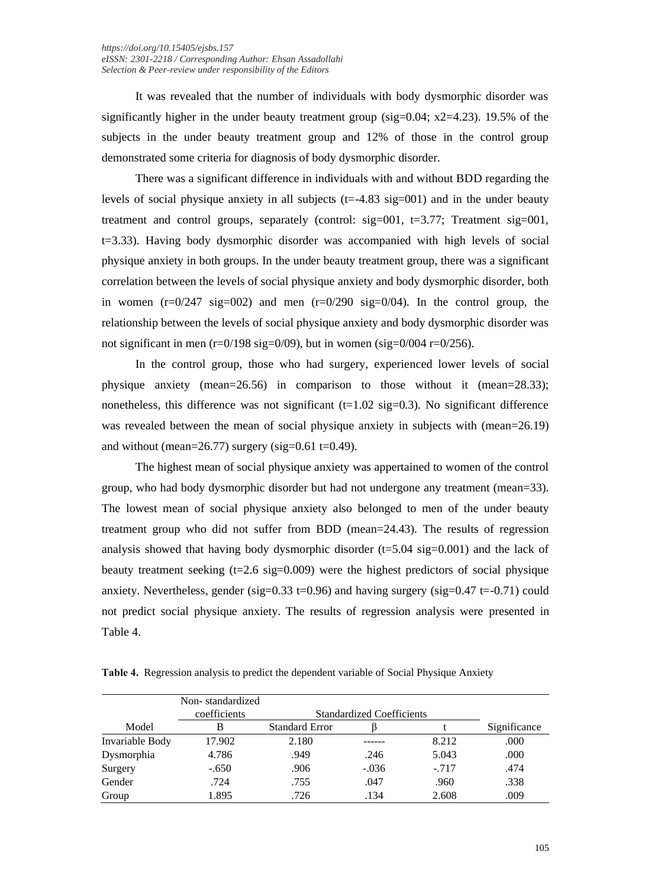It was revealed that the number of individuals with body dysmorphic disorder was significantly higher in the under beauty treatment group (sig=0.04; x2=4.23). 19.5% of the subjects in the under beauty treatment group and 12% of those in the control group demonstrated some criteria for diagnosis of body dysmorphic disorder.

There was a significant difference in individuals with and without BDD regarding the levels of social physique anxiety in all subjects (t=-4.83 sig=001) and in the under beauty treatment and control groups, separately (control: sig=001, t=3.77; Treatment sig=001, t=3.33). Having body dysmorphic disorder was accompanied with high levels of social physique anxiety in both groups. In the under beauty treatment group, there was a significant correlation between the levels of social physique anxiety and body dysmorphic disorder, both in women (r=0/247 sig=002) and men (r=0/290 sig=0/04). In the control group, the relationship between the levels of social physique anxiety and body dysmorphic disorder was not significant in men (r=0/198 sig=0/09), but in women (sig=0/004 r=0/256).

In the control group, those who had surgery, experienced lower levels of social physique anxiety (mean=26.56) in comparison to those without it (mean=28.33); nonetheless, this difference was not significant (t=1.02 sig=0.3). No significant difference was revealed between the mean of social physique anxiety in subjects with (mean=26.19) and without (mean=26.77) surgery (sig=0.61 t=0.49).

The highest mean of social physique anxiety was appertained to women of the control group, who had body dysmorphic disorder but had not undergone any treatment (mean=33). The lowest mean of social physique anxiety also belonged to men of the under beauty treatment group who did not suffer from BDD (mean=24.43). The results of regression analysis showed that having body dysmorphic disorder (t=5.04 sig=0.001) and the lack of beauty treatment seeking (t=2.6 sig=0.009) were the highest predictors of social physique anxiety. Nevertheless, gender (sig=0.33 t=0.96) and having surgery (sig=0.47 t=-0.71) could not predict social physique anxiety. The results of regression analysis were presented in Table 4.

**Table 4.** Regression analysis to predict the dependent variable of Social Physique Anxiety

| Model | Non- standardized coefficients | Standardized Coefficients | | | Significance |
|---|---|---|---|---|---|
| | B | Standard Error | β | t | |
| Invariable Body | 17.902 | 2.180 | ------ | 8.212 | .000 |
| Dysmorphia | 4.786 | .949 | .246 | 5.043 | .000 |
| Surgery | -.650 | .906 | -.036 | -.717 | .474 |
| Gender | .724 | .755 | .047 | .960 | .338 |
| Group | 1.895 | .726 | .134 | 2.608 | .009 |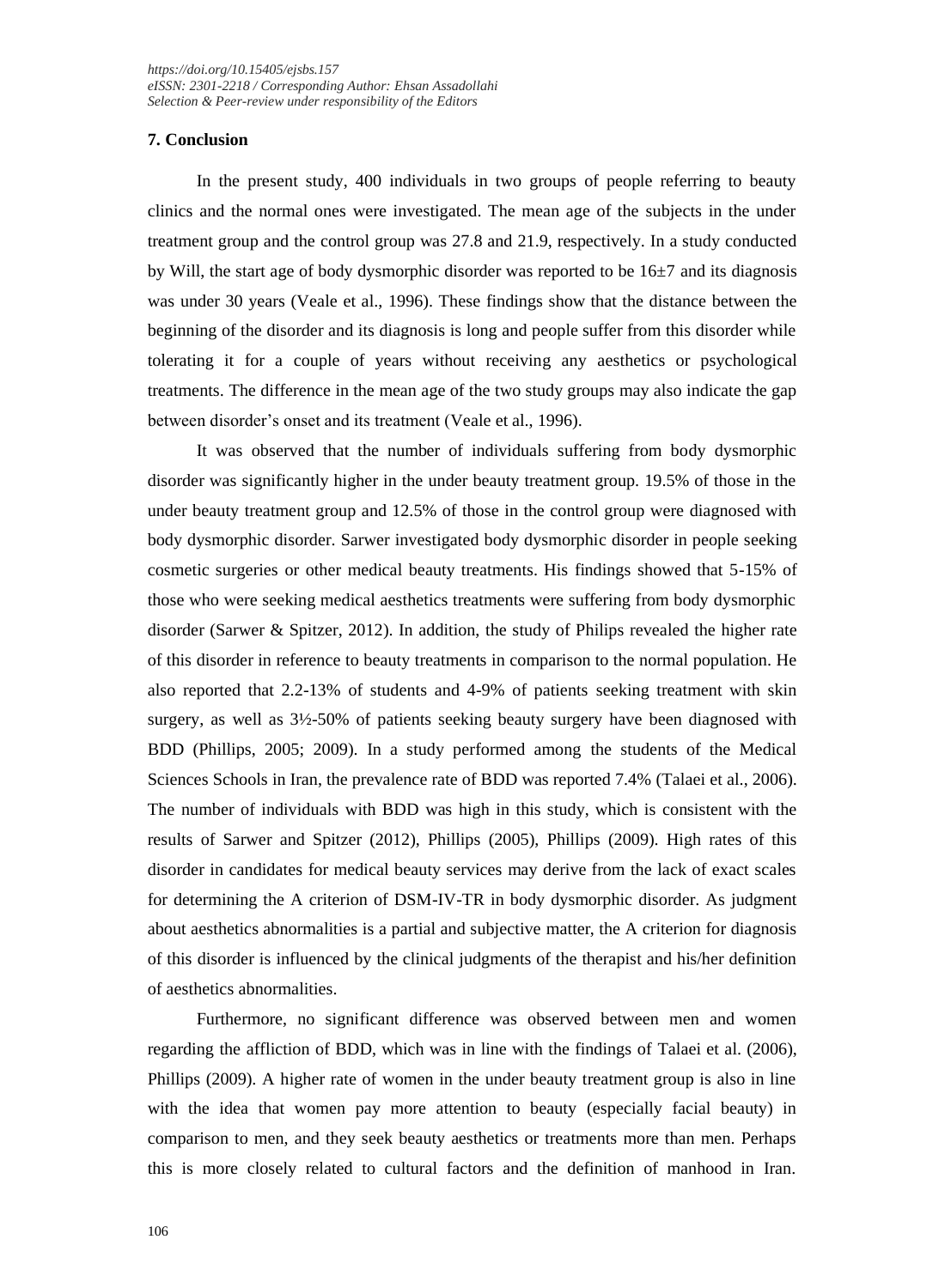## 7. Conclusion

In the present study, 400 individuals in two groups of people referring to beauty clinics and the normal ones were investigated. The mean age of the subjects in the under treatment group and the control group was 27.8 and 21.9, respectively. In a study conducted by Will, the start age of body dysmorphic disorder was reported to be 16±7 and its diagnosis was under 30 years (Veale et al., 1996). These findings show that the distance between the beginning of the disorder and its diagnosis is long and people suffer from this disorder while tolerating it for a couple of years without receiving any aesthetics or psychological treatments. The difference in the mean age of the two study groups may also indicate the gap between disorder's onset and its treatment (Veale et al., 1996).

It was observed that the number of individuals suffering from body dysmorphic disorder was significantly higher in the under beauty treatment group. 19.5% of those in the under beauty treatment group and 12.5% of those in the control group were diagnosed with body dysmorphic disorder. Sarwer investigated body dysmorphic disorder in people seeking cosmetic surgeries or other medical beauty treatments. His findings showed that 5-15% of those who were seeking medical aesthetics treatments were suffering from body dysmorphic disorder (Sarwer & Spitzer, 2012). In addition, the study of Philips revealed the higher rate of this disorder in reference to beauty treatments in comparison to the normal population. He also reported that 2.2-13% of students and 4-9% of patients seeking treatment with skin surgery, as well as 3½-50% of patients seeking beauty surgery have been diagnosed with BDD (Phillips, 2005; 2009). In a study performed among the students of the Medical Sciences Schools in Iran, the prevalence rate of BDD was reported 7.4% (Talaei et al., 2006). The number of individuals with BDD was high in this study, which is consistent with the results of Sarwer and Spitzer (2012), Phillips (2005), Phillips (2009). High rates of this disorder in candidates for medical beauty services may derive from the lack of exact scales for determining the A criterion of DSM-IV-TR in body dysmorphic disorder. As judgment about aesthetics abnormalities is a partial and subjective matter, the A criterion for diagnosis of this disorder is influenced by the clinical judgments of the therapist and his/her definition of aesthetics abnormalities.

Furthermore, no significant difference was observed between men and women regarding the affliction of BDD, which was in line with the findings of Talaei et al. (2006), Phillips (2009). A higher rate of women in the under beauty treatment group is also in line with the idea that women pay more attention to beauty (especially facial beauty) in comparison to men, and they seek beauty aesthetics or treatments more than men. Perhaps this is more closely related to cultural factors and the definition of manhood in Iran.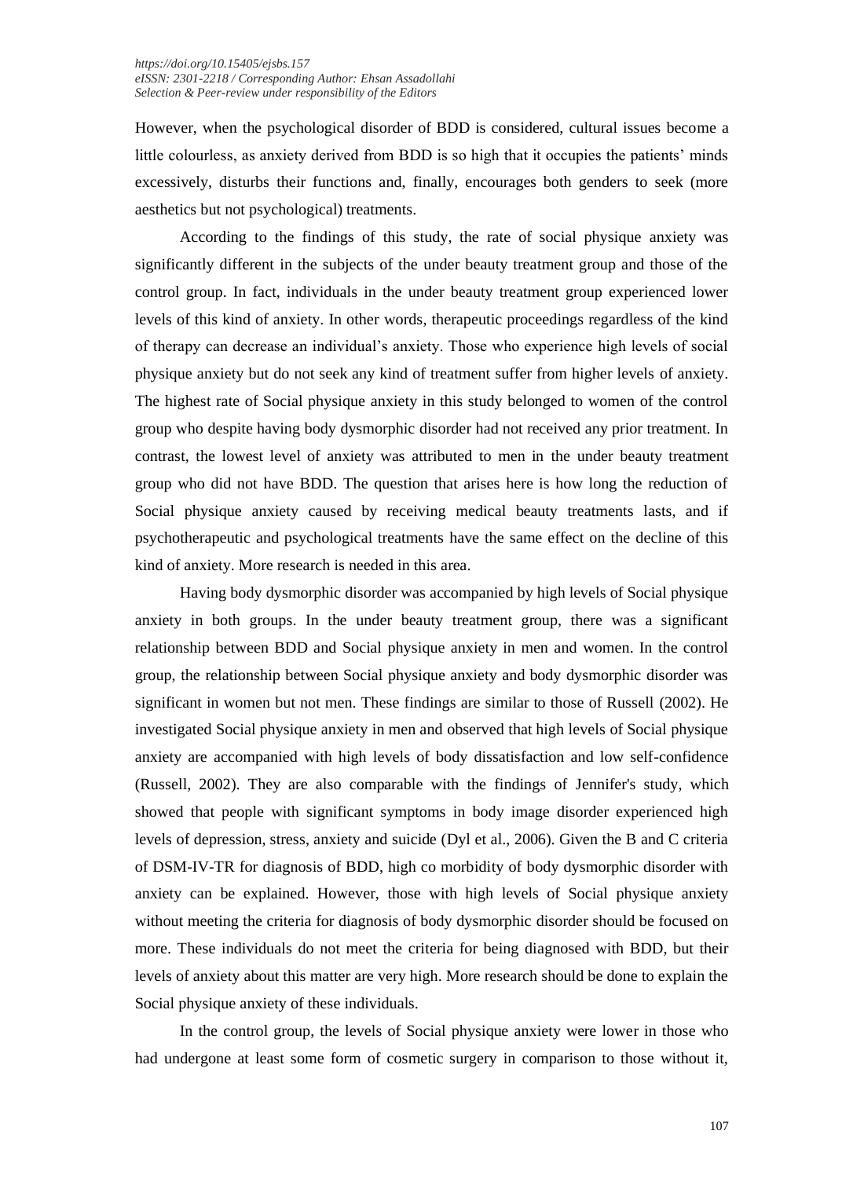However, when the psychological disorder of BDD is considered, cultural issues become a little colourless, as anxiety derived from BDD is so high that it occupies the patients' minds excessively, disturbs their functions and, finally, encourages both genders to seek (more aesthetics but not psychological) treatments.

According to the findings of this study, the rate of social physique anxiety was significantly different in the subjects of the under beauty treatment group and those of the control group. In fact, individuals in the under beauty treatment group experienced lower levels of this kind of anxiety. In other words, therapeutic proceedings regardless of the kind of therapy can decrease an individual's anxiety. Those who experience high levels of social physique anxiety but do not seek any kind of treatment suffer from higher levels of anxiety. The highest rate of Social physique anxiety in this study belonged to women of the control group who despite having body dysmorphic disorder had not received any prior treatment. In contrast, the lowest level of anxiety was attributed to men in the under beauty treatment group who did not have BDD. The question that arises here is how long the reduction of Social physique anxiety caused by receiving medical beauty treatments lasts, and if psychotherapeutic and psychological treatments have the same effect on the decline of this kind of anxiety. More research is needed in this area.

Having body dysmorphic disorder was accompanied by high levels of Social physique anxiety in both groups. In the under beauty treatment group, there was a significant relationship between BDD and Social physique anxiety in men and women. In the control group, the relationship between Social physique anxiety and body dysmorphic disorder was significant in women but not men. These findings are similar to those of Russell (2002). He investigated Social physique anxiety in men and observed that high levels of Social physique anxiety are accompanied with high levels of body dissatisfaction and low self-confidence (Russell, 2002). They are also comparable with the findings of Jennifer's study, which showed that people with significant symptoms in body image disorder experienced high levels of depression, stress, anxiety and suicide (Dyl et al., 2006). Given the B and C criteria of DSM-IV-TR for diagnosis of BDD, high co morbidity of body dysmorphic disorder with anxiety can be explained. However, those with high levels of Social physique anxiety without meeting the criteria for diagnosis of body dysmorphic disorder should be focused on more. These individuals do not meet the criteria for being diagnosed with BDD, but their levels of anxiety about this matter are very high. More research should be done to explain the Social physique anxiety of these individuals.

In the control group, the levels of Social physique anxiety were lower in those who had undergone at least some form of cosmetic surgery in comparison to those without it,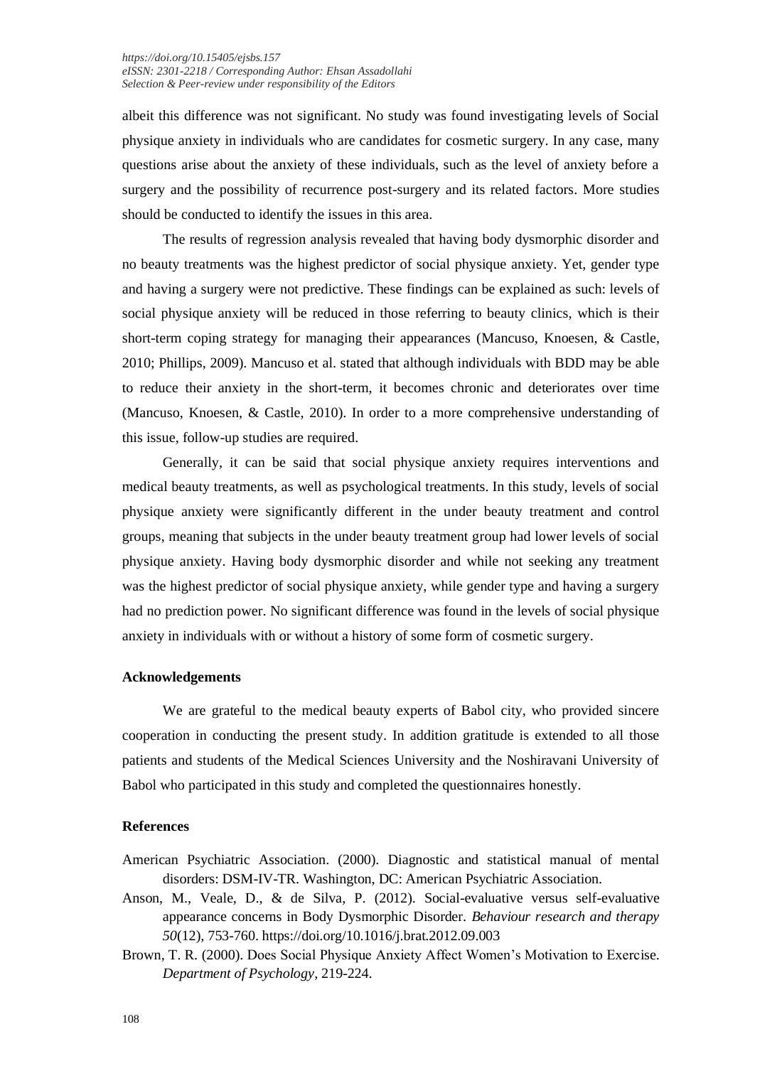albeit this difference was not significant. No study was found investigating levels of Social physique anxiety in individuals who are candidates for cosmetic surgery. In any case, many questions arise about the anxiety of these individuals, such as the level of anxiety before a surgery and the possibility of recurrence post-surgery and its related factors. More studies should be conducted to identify the issues in this area.

The results of regression analysis revealed that having body dysmorphic disorder and no beauty treatments was the highest predictor of social physique anxiety. Yet, gender type and having a surgery were not predictive. These findings can be explained as such: levels of social physique anxiety will be reduced in those referring to beauty clinics, which is their short-term coping strategy for managing their appearances (Mancuso, Knoesen, & Castle, 2010; Phillips, 2009). Mancuso et al. stated that although individuals with BDD may be able to reduce their anxiety in the short-term, it becomes chronic and deteriorates over time (Mancuso, Knoesen, & Castle, 2010). In order to a more comprehensive understanding of this issue, follow-up studies are required.

Generally, it can be said that social physique anxiety requires interventions and medical beauty treatments, as well as psychological treatments. In this study, levels of social physique anxiety were significantly different in the under beauty treatment and control groups, meaning that subjects in the under beauty treatment group had lower levels of social physique anxiety. Having body dysmorphic disorder and while not seeking any treatment was the highest predictor of social physique anxiety, while gender type and having a surgery had no prediction power. No significant difference was found in the levels of social physique anxiety in individuals with or without a history of some form of cosmetic surgery.

## Acknowledgements

We are grateful to the medical beauty experts of Babol city, who provided sincere cooperation in conducting the present study. In addition gratitude is extended to all those patients and students of the Medical Sciences University and the Noshiravani University of Babol who participated in this study and completed the questionnaires honestly.

## References

American Psychiatric Association. (2000). Diagnostic and statistical manual of mental disorders: DSM-IV-TR. Washington, DC: American Psychiatric Association.

Anson, M., Veale, D., & de Silva, P. (2012). Social-evaluative versus self-evaluative appearance concerns in Body Dysmorphic Disorder. *Behaviour research and therapy 50*(12), 753-760. https://doi.org/10.1016/j.brat.2012.09.003

Brown, T. R. (2000). Does Social Physique Anxiety Affect Women's Motivation to Exercise. *Department of Psychology*, 219-224.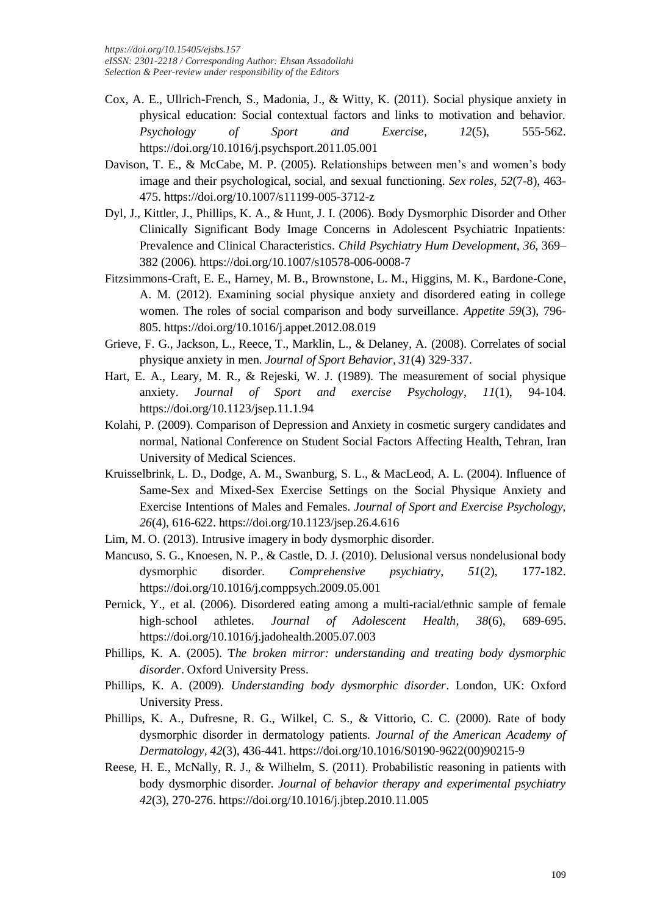Cox, A. E., Ullrich-French, S., Madonia, J., & Witty, K. (2011). Social physique anxiety in physical education: Social contextual factors and links to motivation and behavior. *Psychology of Sport and Exercise, 12*(5), 555-562. https://doi.org/10.1016/j.psychsport.2011.05.001

Davison, T. E., & McCabe, M. P. (2005). Relationships between men's and women's body image and their psychological, social, and sexual functioning. *Sex roles, 52*(7-8), 463-475. https://doi.org/10.1007/s11199-005-3712-z

Dyl, J., Kittler, J., Phillips, K. A., & Hunt, J. I. (2006). Body Dysmorphic Disorder and Other Clinically Significant Body Image Concerns in Adolescent Psychiatric Inpatients: Prevalence and Clinical Characteristics. *Child Psychiatry Hum Development, 36*, 369–382 (2006). https://doi.org/10.1007/s10578-006-0008-7

Fitzsimmons-Craft, E. E., Harney, M. B., Brownstone, L. M., Higgins, M. K., Bardone-Cone, A. M. (2012). Examining social physique anxiety and disordered eating in college women. The roles of social comparison and body surveillance. *Appetite 59*(3), 796-805. https://doi.org/10.1016/j.appet.2012.08.019

Grieve, F. G., Jackson, L., Reece, T., Marklin, L., & Delaney, A. (2008). Correlates of social physique anxiety in men. *Journal of Sport Behavior, 31*(4) 329-337.

Hart, E. A., Leary, M. R., & Rejeski, W. J. (1989). The measurement of social physique anxiety. *Journal of Sport and exercise Psychology, 11*(1), 94-104. https://doi.org/10.1123/jsep.11.1.94

Kolahi, P. (2009). Comparison of Depression and Anxiety in cosmetic surgery candidates and normal, National Conference on Student Social Factors Affecting Health, Tehran, Iran University of Medical Sciences.

Kruisselbrink, L. D., Dodge, A. M., Swanburg, S. L., & MacLeod, A. L. (2004). Influence of Same-Sex and Mixed-Sex Exercise Settings on the Social Physique Anxiety and Exercise Intentions of Males and Females. *Journal of Sport and Exercise Psychology, 26*(4), 616-622. https://doi.org/10.1123/jsep.26.4.616

Lim, M. O. (2013). Intrusive imagery in body dysmorphic disorder.

Mancuso, S. G., Knoesen, N. P., & Castle, D. J. (2010). Delusional versus nondelusional body dysmorphic disorder. *Comprehensive psychiatry, 51*(2), 177-182. https://doi.org/10.1016/j.comppsych.2009.05.001

Pernick, Y., et al. (2006). Disordered eating among a multi-racial/ethnic sample of female high-school athletes. *Journal of Adolescent Health, 38*(6), 689-695. https://doi.org/10.1016/j.jadohealth.2005.07.003

Phillips, K. A. (2005). T*he broken mirror: understanding and treating body dysmorphic disorder*. Oxford University Press.

Phillips, K. A. (2009). *Understanding body dysmorphic disorder*. London, UK: Oxford University Press.

Phillips, K. A., Dufresne, R. G., Wilkel, C. S., & Vittorio, C. C. (2000). Rate of body dysmorphic disorder in dermatology patients. *Journal of the American Academy of Dermatology, 42*(3), 436-441. https://doi.org/10.1016/S0190-9622(00)90215-9

Reese, H. E., McNally, R. J., & Wilhelm, S. (2011). Probabilistic reasoning in patients with body dysmorphic disorder. *Journal of behavior therapy and experimental psychiatry 42*(3), 270-276. https://doi.org/10.1016/j.jbtep.2010.11.005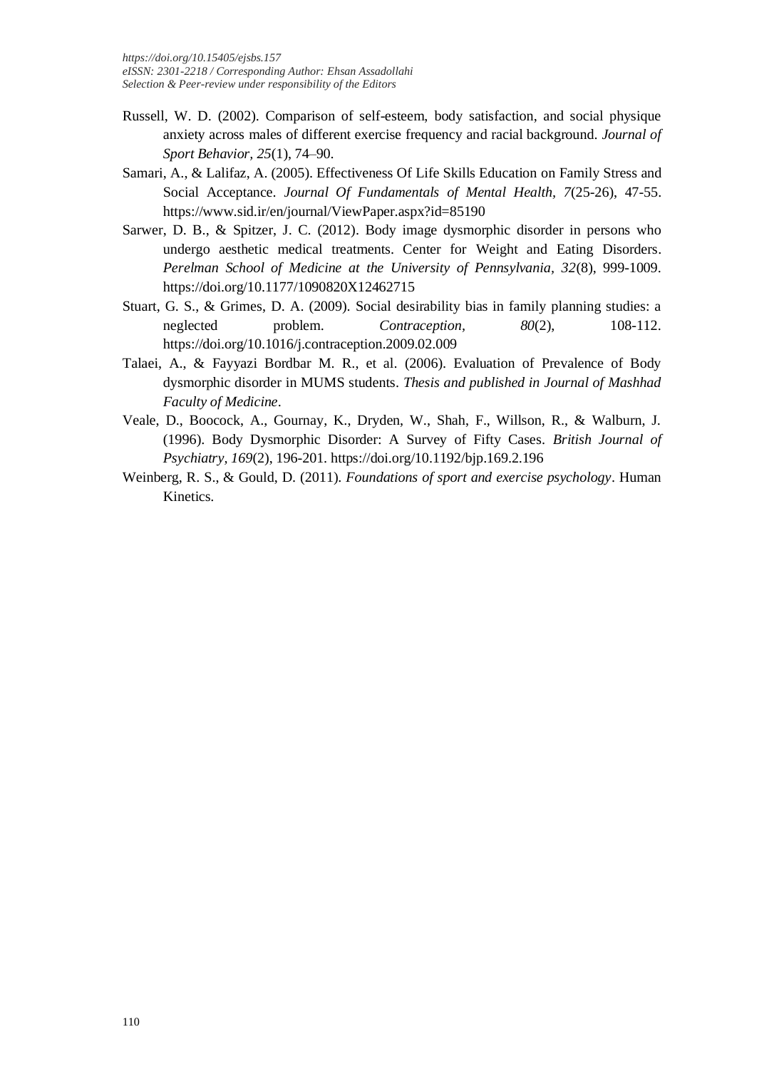Russell, W. D. (2002). Comparison of self-esteem, body satisfaction, and social physique anxiety across males of different exercise frequency and racial background. *Journal of Sport Behavior, 25*(1), 74–90.

Samari, A., & Lalifaz, A. (2005). Effectiveness Of Life Skills Education on Family Stress and Social Acceptance. *Journal Of Fundamentals of Mental Health, 7*(25-26), 47-55. https://www.sid.ir/en/journal/ViewPaper.aspx?id=85190

Sarwer, D. B., & Spitzer, J. C. (2012). Body image dysmorphic disorder in persons who undergo aesthetic medical treatments. Center for Weight and Eating Disorders. *Perelman School of Medicine at the University of Pennsylvania, 32*(8), 999-1009. https://doi.org/10.1177/1090820X12462715

Stuart, G. S., & Grimes, D. A. (2009). Social desirability bias in family planning studies: a neglected problem. *Contraception, 80*(2), 108-112. https://doi.org/10.1016/j.contraception.2009.02.009

Talaei, A., & Fayyazi Bordbar M. R., et al. (2006). Evaluation of Prevalence of Body dysmorphic disorder in MUMS students. *Thesis and published in Journal of Mashhad Faculty of Medicine*.

Veale, D., Boocock, A., Gournay, K., Dryden, W., Shah, F., Willson, R., & Walburn, J. (1996). Body Dysmorphic Disorder: A Survey of Fifty Cases. *British Journal of Psychiatry, 169*(2), 196-201. https://doi.org/10.1192/bjp.169.2.196

Weinberg, R. S., & Gould, D. (2011). *Foundations of sport and exercise psychology*. Human Kinetics.